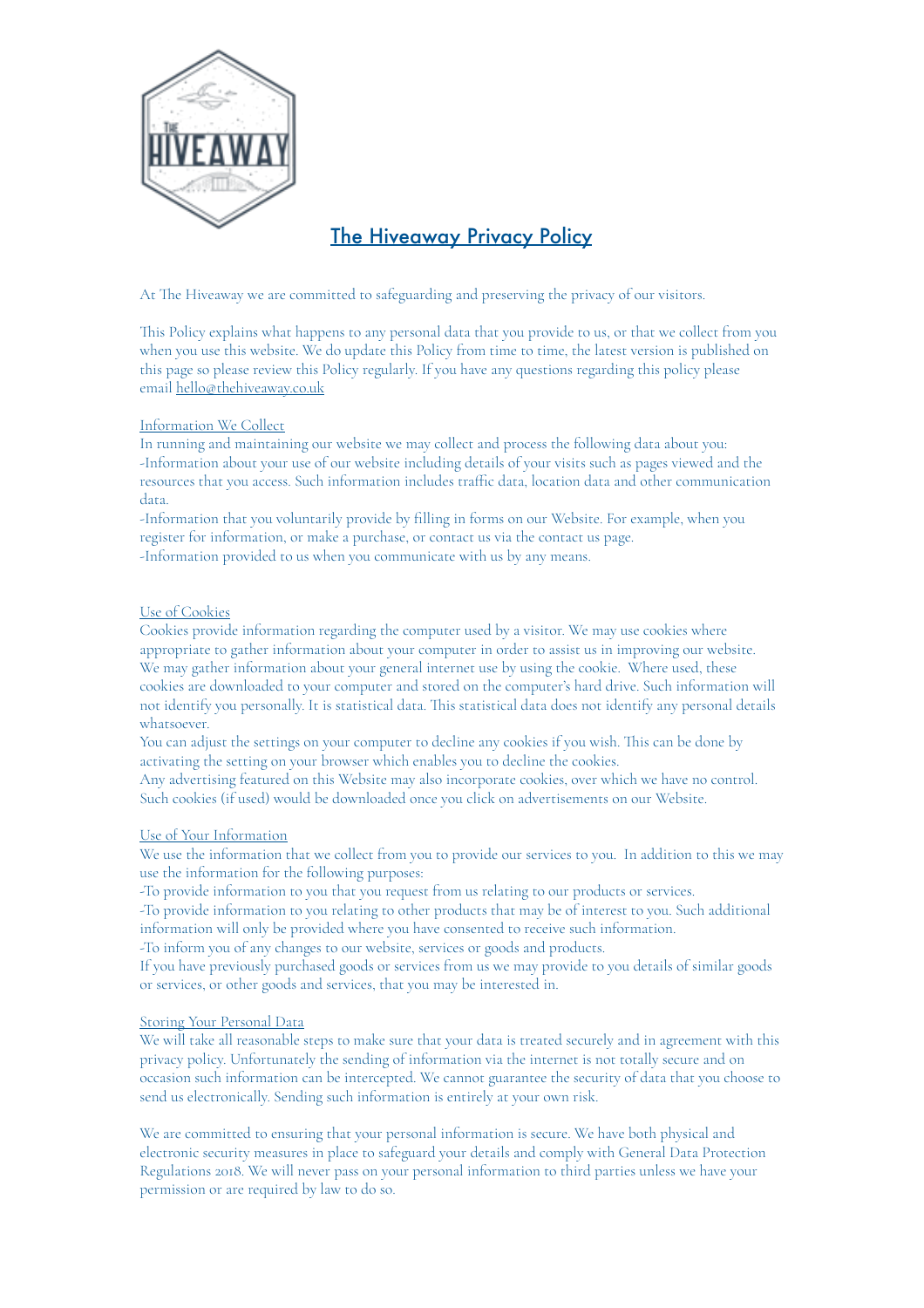# The Hiveaway Privacy Policy

At The Hiveaway we are committed to safeguarding and preserving the privacy of our visitors.

This Policy explains what happens to any personal data that you provide to us, or that we collect from you when you use this website. We do update this Policy from time to time, the latest version is published on this page so please review this Policy regularly. If you have any questions regarding this policy please email hello@thehiveaway.co.uk

## Information We Collect

In running and maintaining our website we may collect and process the following data about you:
-Information about your use of our website including details of your visits such as pages viewed and the resources that you access. Such information includes traffic data, location data and other communication data.
-Information that you voluntarily provide by filling in forms on our Website. For example, when you register for information, or make a purchase, or contact us via the contact us page.
-Information provided to us when you communicate with us by any means.

## Use of Cookies

Cookies provide information regarding the computer used by a visitor. We may use cookies where appropriate to gather information about your computer in order to assist us in improving our website. We may gather information about your general internet use by using the cookie. Where used, these cookies are downloaded to your computer and stored on the computer's hard drive. Such information will not identify you personally. It is statistical data. This statistical data does not identify any personal details whatsoever.
You can adjust the settings on your computer to decline any cookies if you wish. This can be done by activating the setting on your browser which enables you to decline the cookies.
Any advertising featured on this Website may also incorporate cookies, over which we have no control. Such cookies (if used) would be downloaded once you click on advertisements on our Website.

## Use of Your Information

We use the information that we collect from you to provide our services to you. In addition to this we may use the information for the following purposes:
-To provide information to you that you request from us relating to our products or services.
-To provide information to you relating to other products that may be of interest to you. Such additional information will only be provided where you have consented to receive such information.
-To inform you of any changes to our website, services or goods and products.
If you have previously purchased goods or services from us we may provide to you details of similar goods or services, or other goods and services, that you may be interested in.

## Storing Your Personal Data

We will take all reasonable steps to make sure that your data is treated securely and in agreement with this privacy policy. Unfortunately the sending of information via the internet is not totally secure and on occasion such information can be intercepted. We cannot guarantee the security of data that you choose to send us electronically. Sending such information is entirely at your own risk.

We are committed to ensuring that your personal information is secure. We have both physical and electronic security measures in place to safeguard your details and comply with General Data Protection Regulations 2018. We will never pass on your personal information to third parties unless we have your permission or are required by law to do so.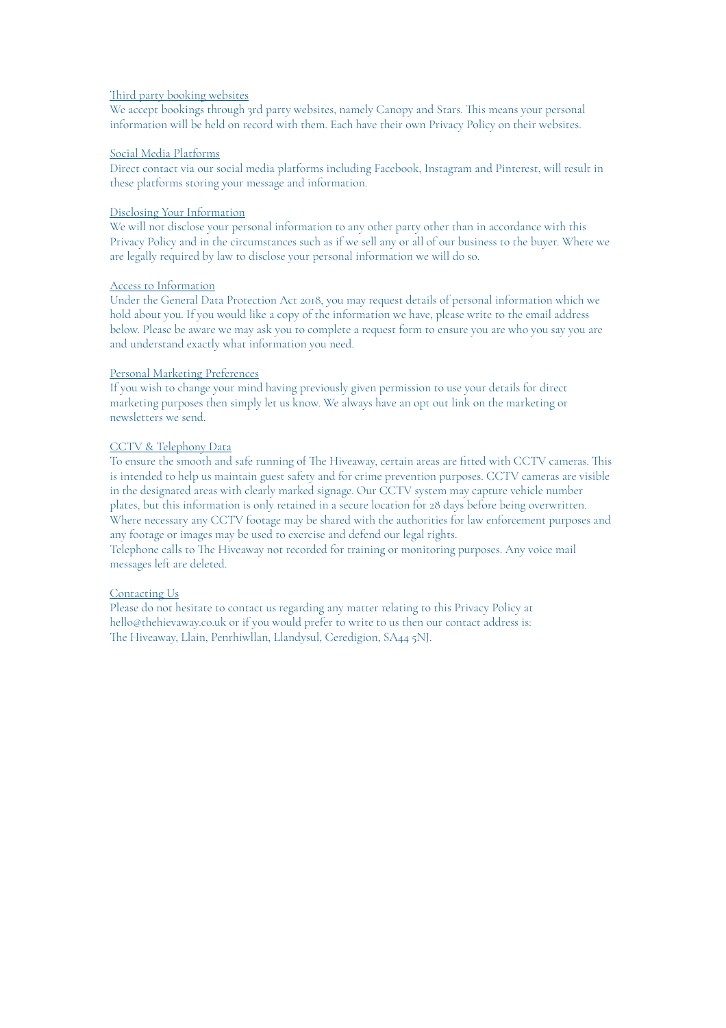Third party booking websites

We accept bookings through 3rd party websites, namely Canopy and Stars. This means your personal information will be held on record with them. Each have their own Privacy Policy on their websites.

Social Media Platforms

Direct contact via our social media platforms including Facebook, Instagram and Pinterest, will result in these platforms storing your message and information.

Disclosing Your Information

We will not disclose your personal information to any other party other than in accordance with this Privacy Policy and in the circumstances such as if we sell any or all of our business to the buyer. Where we are legally required by law to disclose your personal information we will do so.

Access to Information

Under the General Data Protection Act 2018, you may request details of personal information which we hold about you. If you would like a copy of the information we have, please write to the email address below. Please be aware we may ask you to complete a request form to ensure you are who you say you are and understand exactly what information you need.

Personal Marketing Preferences

If you wish to change your mind having previously given permission to use your details for direct marketing purposes then simply let us know. We always have an opt out link on the marketing or newsletters we send.

CCTV & Telephony Data

To ensure the smooth and safe running of The Hiveaway, certain areas are fitted with CCTV cameras. This is intended to help us maintain guest safety and for crime prevention purposes. CCTV cameras are visible in the designated areas with clearly marked signage. Our CCTV system may capture vehicle number plates, but this information is only retained in a secure location for 28 days before being overwritten. Where necessary any CCTV footage may be shared with the authorities for law enforcement purposes and any footage or images may be used to exercise and defend our legal rights.
Telephone calls to The Hiveaway not recorded for training or monitoring purposes. Any voice mail messages left are deleted.

Contacting Us

Please do not hesitate to contact us regarding any matter relating to this Privacy Policy at hello@thehievaway.co.uk or if you would prefer to write to us then our contact address is:
The Hiveaway, Llain, Penrhiwllan, Llandysul, Ceredigion, SA44 5NJ.